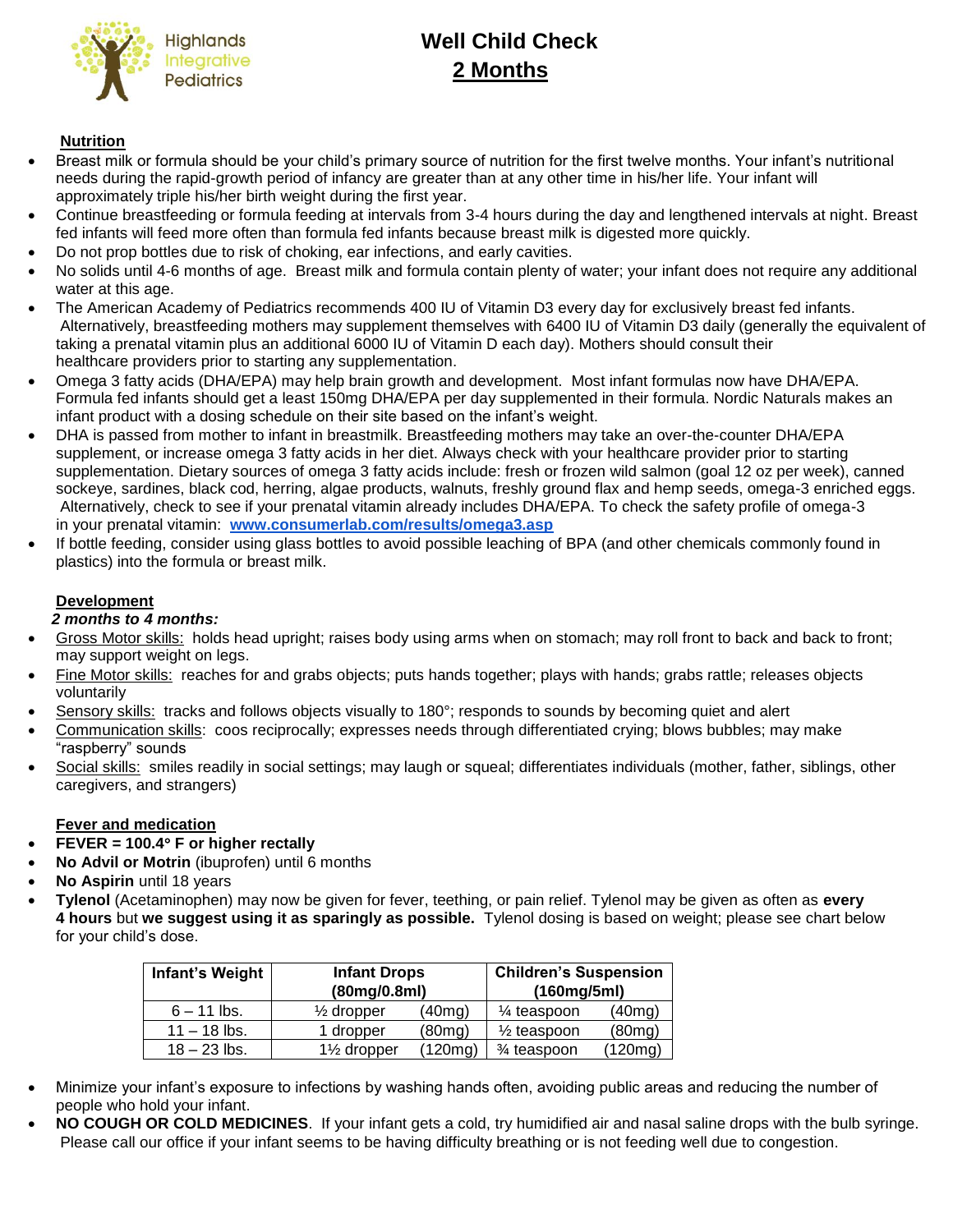Highlands Integrative Pediatrics

# Well Child Check
## 2 Months

### Nutrition

- Breast milk or formula should be your child's primary source of nutrition for the first twelve months. Your infant's nutritional needs during the rapid-growth period of infancy are greater than at any other time in his/her life. Your infant will approximately triple his/her birth weight during the first year.
- Continue breastfeeding or formula feeding at intervals from 3-4 hours during the day and lengthened intervals at night. Breast fed infants will feed more often than formula fed infants because breast milk is digested more quickly.
- Do not prop bottles due to risk of choking, ear infections, and early cavities.
- No solids until 4-6 months of age. Breast milk and formula contain plenty of water; your infant does not require any additional water at this age.
- The American Academy of Pediatrics recommends 400 IU of Vitamin D3 every day for exclusively breast fed infants. Alternatively, breastfeeding mothers may supplement themselves with 6400 IU of Vitamin D3 daily (generally the equivalent of taking a prenatal vitamin plus an additional 6000 IU of Vitamin D each day). Mothers should consult their healthcare providers prior to starting any supplementation.
- Omega 3 fatty acids (DHA/EPA) may help brain growth and development. Most infant formulas now have DHA/EPA. Formula fed infants should get a least 150mg DHA/EPA per day supplemented in their formula. Nordic Naturals makes an infant product with a dosing schedule on their site based on the infant's weight.
- DHA is passed from mother to infant in breastmilk. Breastfeeding mothers may take an over-the-counter DHA/EPA supplement, or increase omega 3 fatty acids in her diet. Always check with your healthcare provider prior to starting supplementation. Dietary sources of omega 3 fatty acids include: fresh or frozen wild salmon (goal 12 oz per week), canned sockeye, sardines, black cod, herring, algae products, walnuts, freshly ground flax and hemp seeds, omega-3 enriched eggs. Alternatively, check to see if your prenatal vitamin already includes DHA/EPA. To check the safety profile of omega-3 in your prenatal vitamin: **www.consumerlab.com/results/omega3.asp**
- If bottle feeding, consider using glass bottles to avoid possible leaching of BPA (and other chemicals commonly found in plastics) into the formula or breast milk.

### Development

***2 months to 4 months:***

- Gross Motor skills: holds head upright; raises body using arms when on stomach; may roll front to back and back to front; may support weight on legs.
- Fine Motor skills: reaches for and grabs objects; puts hands together; plays with hands; grabs rattle; releases objects voluntarily
- Sensory skills: tracks and follows objects visually to 180°; responds to sounds by becoming quiet and alert
- Communication skills: coos reciprocally; expresses needs through differentiated crying; blows bubbles; may make "raspberry" sounds
- Social skills: smiles readily in social settings; may laugh or squeal; differentiates individuals (mother, father, siblings, other caregivers, and strangers)

### Fever and medication

- **FEVER = 100.4° F or higher rectally**
- **No Advil or Motrin** (ibuprofen) until 6 months
- **No Aspirin** until 18 years
- **Tylenol** (Acetaminophen) may now be given for fever, teething, or pain relief. Tylenol may be given as often as **every 4 hours** but **we suggest using it as sparingly as possible.** Tylenol dosing is based on weight; please see chart below for your child's dose.

| Infant's Weight | Infant Drops (80mg/0.8ml) | | Children's Suspension (160mg/5ml) | |
|---|---|---|---|---|
| 6 – 11 lbs. | ½ dropper | (40mg) | ¼ teaspoon | (40mg) |
| 11 – 18 lbs. | 1 dropper | (80mg) | ½ teaspoon | (80mg) |
| 18 – 23 lbs. | 1½ dropper | (120mg) | ¾ teaspoon | (120mg) |

- Minimize your infant's exposure to infections by washing hands often, avoiding public areas and reducing the number of people who hold your infant.
- **NO COUGH OR COLD MEDICINES**. If your infant gets a cold, try humidified air and nasal saline drops with the bulb syringe. Please call our office if your infant seems to be having difficulty breathing or is not feeding well due to congestion.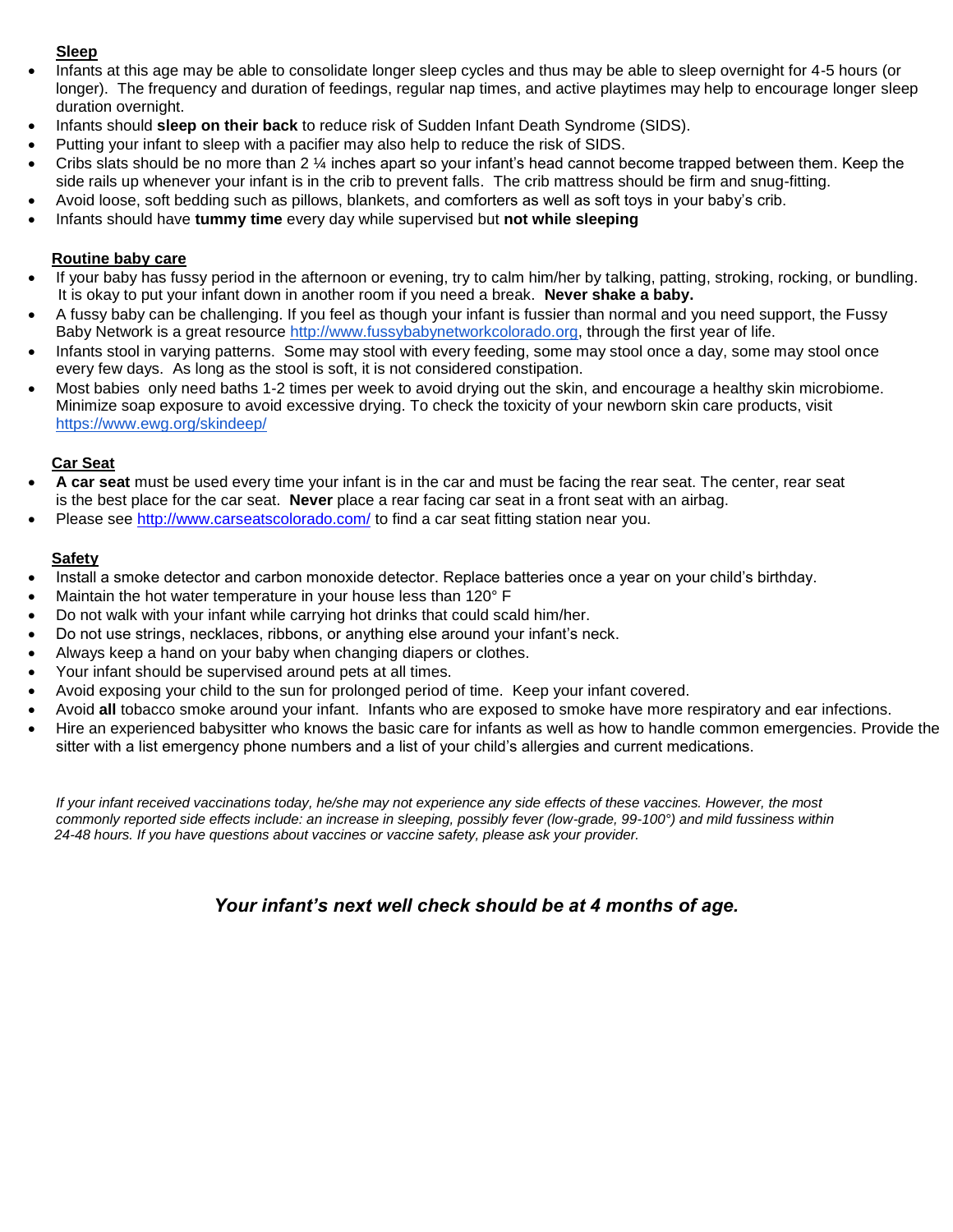**Sleep**

- Infants at this age may be able to consolidate longer sleep cycles and thus may be able to sleep overnight for 4-5 hours (or longer). The frequency and duration of feedings, regular nap times, and active playtimes may help to encourage longer sleep duration overnight.
- Infants should **sleep on their back** to reduce risk of Sudden Infant Death Syndrome (SIDS).
- Putting your infant to sleep with a pacifier may also help to reduce the risk of SIDS.
- Cribs slats should be no more than 2 ¼ inches apart so your infant's head cannot become trapped between them. Keep the side rails up whenever your infant is in the crib to prevent falls. The crib mattress should be firm and snug-fitting.
- Avoid loose, soft bedding such as pillows, blankets, and comforters as well as soft toys in your baby's crib.
- Infants should have **tummy time** every day while supervised but **not while sleeping**

**Routine baby care**

- If your baby has fussy period in the afternoon or evening, try to calm him/her by talking, patting, stroking, rocking, or bundling. It is okay to put your infant down in another room if you need a break. **Never shake a baby.**
- A fussy baby can be challenging. If you feel as though your infant is fussier than normal and you need support, the Fussy Baby Network is a great resource http://www.fussybabynetworkcolorado.org, through the first year of life.
- Infants stool in varying patterns. Some may stool with every feeding, some may stool once a day, some may stool once every few days. As long as the stool is soft, it is not considered constipation.
- Most babies only need baths 1-2 times per week to avoid drying out the skin, and encourage a healthy skin microbiome. Minimize soap exposure to avoid excessive drying. To check the toxicity of your newborn skin care products, visit https://www.ewg.org/skindeep/

**Car Seat**

- **A car seat** must be used every time your infant is in the car and must be facing the rear seat. The center, rear seat is the best place for the car seat. **Never** place a rear facing car seat in a front seat with an airbag.
- Please see http://www.carseatscolorado.com/ to find a car seat fitting station near you.

**Safety**

- Install a smoke detector and carbon monoxide detector. Replace batteries once a year on your child's birthday.
- Maintain the hot water temperature in your house less than 120° F
- Do not walk with your infant while carrying hot drinks that could scald him/her.
- Do not use strings, necklaces, ribbons, or anything else around your infant's neck.
- Always keep a hand on your baby when changing diapers or clothes.
- Your infant should be supervised around pets at all times.
- Avoid exposing your child to the sun for prolonged period of time. Keep your infant covered.
- Avoid **all** tobacco smoke around your infant. Infants who are exposed to smoke have more respiratory and ear infections.
- Hire an experienced babysitter who knows the basic care for infants as well as how to handle common emergencies. Provide the sitter with a list emergency phone numbers and a list of your child's allergies and current medications.

*If your infant received vaccinations today, he/she may not experience any side effects of these vaccines. However, the most commonly reported side effects include: an increase in sleeping, possibly fever (low-grade, 99-100°) and mild fussiness within 24-48 hours. If you have questions about vaccines or vaccine safety, please ask your provider.*

***Your infant's next well check should be at 4 months of age.***